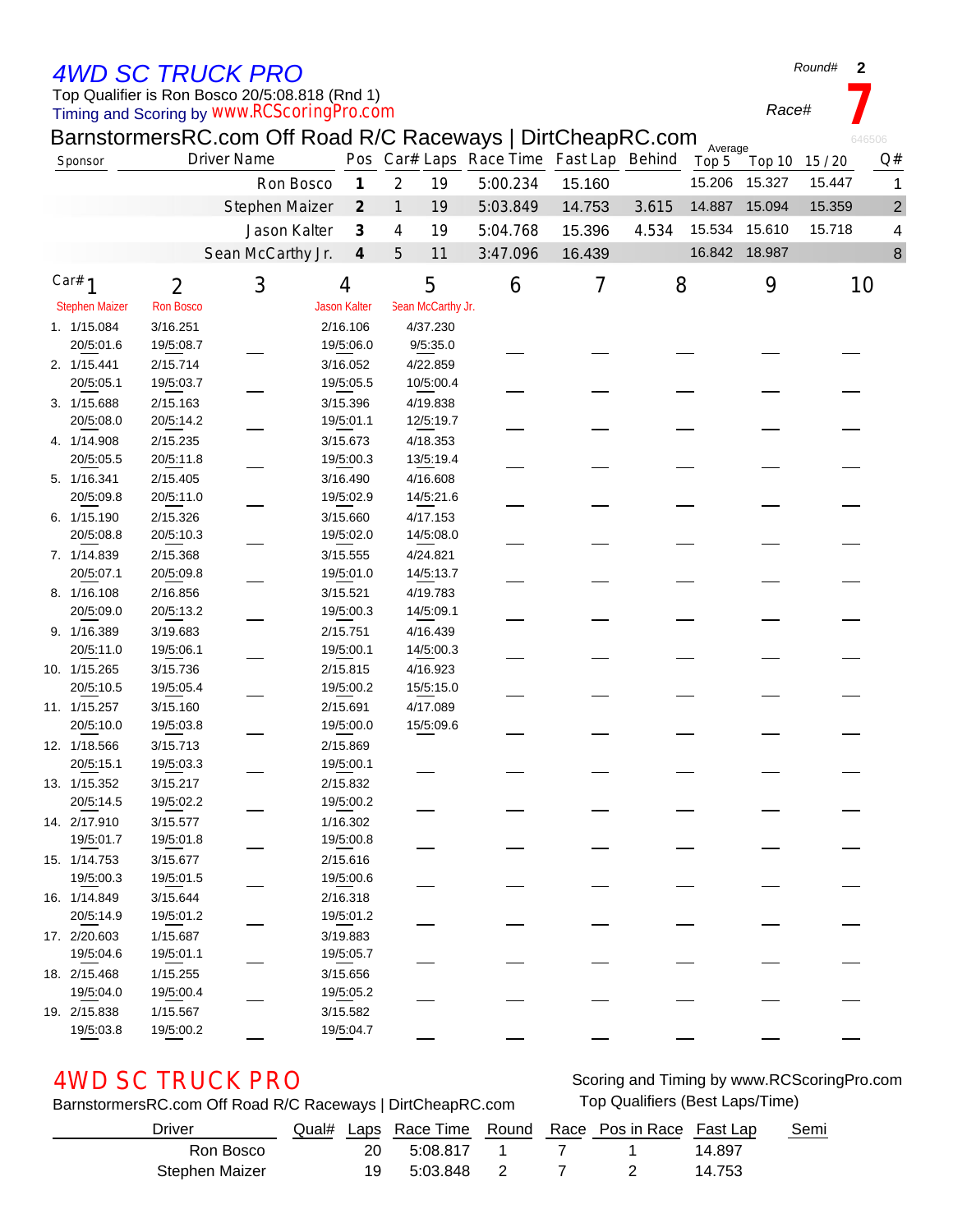# 4WD SC TRUCK PRO

Top Qualifier is Ron Bosco 20/5:08.818 (Rnd 1)
Timing and Scoring by www.RCScoringPro.com

Round# 2
Race# 7

## BarnstormersRC.com Off Road R/C Raceways | DirtCheapRC.com

| Sponsor | Driver Name | Pos | Car# | Laps | Race Time | Fast Lap | Behind | Average Top 5 | Top 10 | 15 / 20 | Q# |
|---|---|---|---|---|---|---|---|---|---|---|---|
| | Ron Bosco | 1 | 2 | 19 | 5:00.234 | 15.160 | | 15.206 | 15.327 | 15.447 | 1 |
| | Stephen Maizer | 2 | 1 | 19 | 5:03.849 | 14.753 | 3.615 | 14.887 | 15.094 | 15.359 | 2 |
| | Jason Kalter | 3 | 4 | 19 | 5:04.768 | 15.396 | 4.534 | 15.534 | 15.610 | 15.718 | 4 |
| | Sean McCarthy Jr. | 4 | 5 | 11 | 3:47.096 | 16.439 | | 16.842 | 18.987 | | 8 |

| Lap | Car# 1 Stephen Maizer | Car# 2 Ron Bosco | Car# 3 | Car# 4 Jason Kalter | Car# 5 Sean McCarthy Jr. | 6 | 7 | 8 | 9 | 10 |
|---|---|---|---|---|---|---|---|---|---|---|
| 1. | 1/15.084 20/5:01.6 | 3/16.251 19/5:08.7 | | 2/16.106 19/5:06.0 | 4/37.230 9/5:35.0 | | | | | |
| 2. | 1/15.441 20/5:05.1 | 2/15.714 19/5:03.7 | | 3/16.052 19/5:05.5 | 4/22.859 10/5:00.4 | | | | | |
| 3. | 1/15.688 20/5:08.0 | 2/15.163 20/5:14.2 | | 3/15.396 19/5:01.1 | 4/19.838 12/5:19.7 | | | | | |
| 4. | 1/14.908 20/5:05.5 | 2/15.235 20/5:11.8 | | 3/15.673 19/5:00.3 | 4/18.353 13/5:19.4 | | | | | |
| 5. | 1/16.341 20/5:09.8 | 2/15.405 20/5:11.0 | | 3/16.490 19/5:02.9 | 4/16.608 14/5:21.6 | | | | | |
| 6. | 1/15.190 20/5:08.8 | 2/15.326 20/5:10.3 | | 3/15.660 19/5:02.0 | 4/17.153 14/5:08.0 | | | | | |
| 7. | 1/14.839 20/5:07.1 | 2/15.368 20/5:09.8 | | 3/15.555 19/5:01.0 | 4/24.821 14/5:13.7 | | | | | |
| 8. | 1/16.108 20/5:09.0 | 2/16.856 20/5:13.2 | | 3/15.521 19/5:00.3 | 4/19.783 14/5:09.1 | | | | | |
| 9. | 1/16.389 20/5:11.0 | 3/19.683 19/5:06.1 | | 2/15.751 19/5:00.1 | 4/16.439 14/5:00.3 | | | | | |
| 10. | 1/15.265 20/5:10.5 | 3/15.736 19/5:05.4 | | 2/15.815 19/5:00.2 | 4/16.923 15/5:15.0 | | | | | |
| 11. | 1/15.257 20/5:10.0 | 3/15.160 19/5:03.8 | | 2/15.691 19/5:00.0 | 4/17.089 15/5:09.6 | | | | | |
| 12. | 1/18.566 20/5:15.1 | 3/15.713 19/5:03.3 | | 2/15.869 19/5:00.1 | | | | | | |
| 13. | 1/15.352 20/5:14.5 | 3/15.217 19/5:02.2 | | 2/15.832 19/5:00.2 | | | | | | |
| 14. | 2/17.910 19/5:01.7 | 3/15.577 19/5:01.8 | | 1/16.302 19/5:00.8 | | | | | | |
| 15. | 1/14.753 19/5:00.3 | 3/15.677 19/5:01.5 | | 2/15.616 19/5:00.6 | | | | | | |
| 16. | 1/14.849 20/5:14.9 | 3/15.644 19/5:01.2 | | 2/16.318 19/5:01.2 | | | | | | |
| 17. | 2/20.603 19/5:04.6 | 1/15.687 19/5:01.1 | | 3/19.883 19/5:05.7 | | | | | | |
| 18. | 2/15.468 19/5:04.0 | 1/15.255 19/5:00.4 | | 3/15.656 19/5:05.2 | | | | | | |
| 19. | 2/15.838 19/5:03.8 | 1/15.567 19/5:00.2 | | 3/15.582 19/5:04.7 | | | | | | |

# 4WD SC TRUCK PRO

BarnstormersRC.com Off Road R/C Raceways | DirtCheapRC.com

Scoring and Timing by www.RCScoringPro.com
Top Qualifiers (Best Laps/Time)

| Driver | Qual# | Laps | Race Time | Round | Race | Pos in Race | Fast Lap | Semi |
|---|---|---|---|---|---|---|---|---|
| Ron Bosco | | 20 | 5:08.817 | 1 | 7 | 1 | 14.897 | |
| Stephen Maizer | | 19 | 5:03.848 | 2 | 7 | 2 | 14.753 | |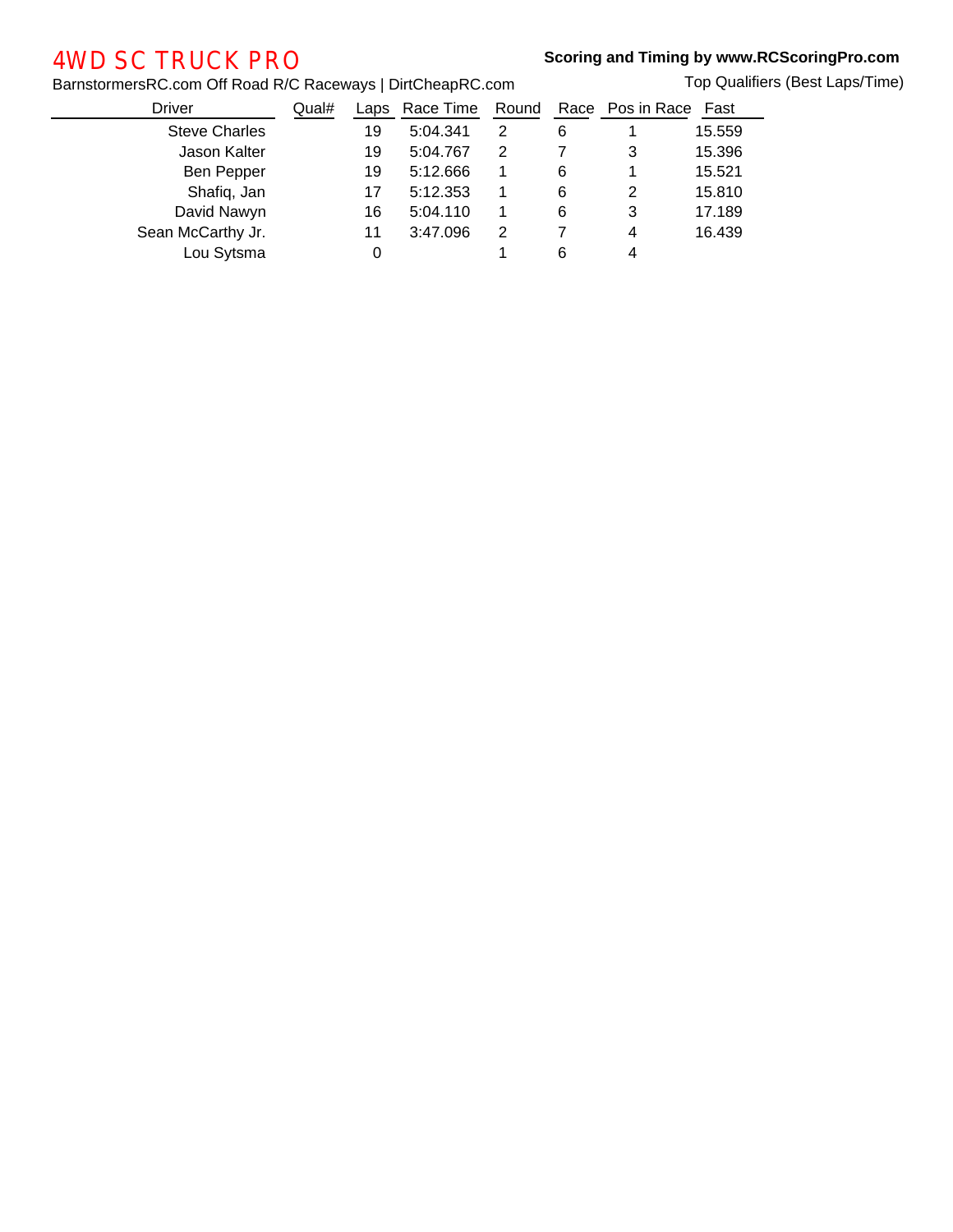# 4WD SC TRUCK PRO

**Scoring and Timing by www.RCScoringPro.com**

BarnstormersRC.com Off Road R/C Raceways | DirtCheapRC.com

Top Qualifiers (Best Laps/Time)

| Driver | Qual# | Laps | Race Time | Round | Race | Pos in Race | Fast |
|---|---|---|---|---|---|---|---|
| Steve Charles | | 19 | 5:04.341 | 2 | 6 | 1 | 15.559 |
| Jason Kalter | | 19 | 5:04.767 | 2 | 7 | 3 | 15.396 |
| Ben Pepper | | 19 | 5:12.666 | 1 | 6 | 1 | 15.521 |
| Shafiq, Jan | | 17 | 5:12.353 | 1 | 6 | 2 | 15.810 |
| David Nawyn | | 16 | 5:04.110 | 1 | 6 | 3 | 17.189 |
| Sean McCarthy Jr. | | 11 | 3:47.096 | 2 | 7 | 4 | 16.439 |
| Lou Sytsma | | 0 | | 1 | 6 | 4 | |